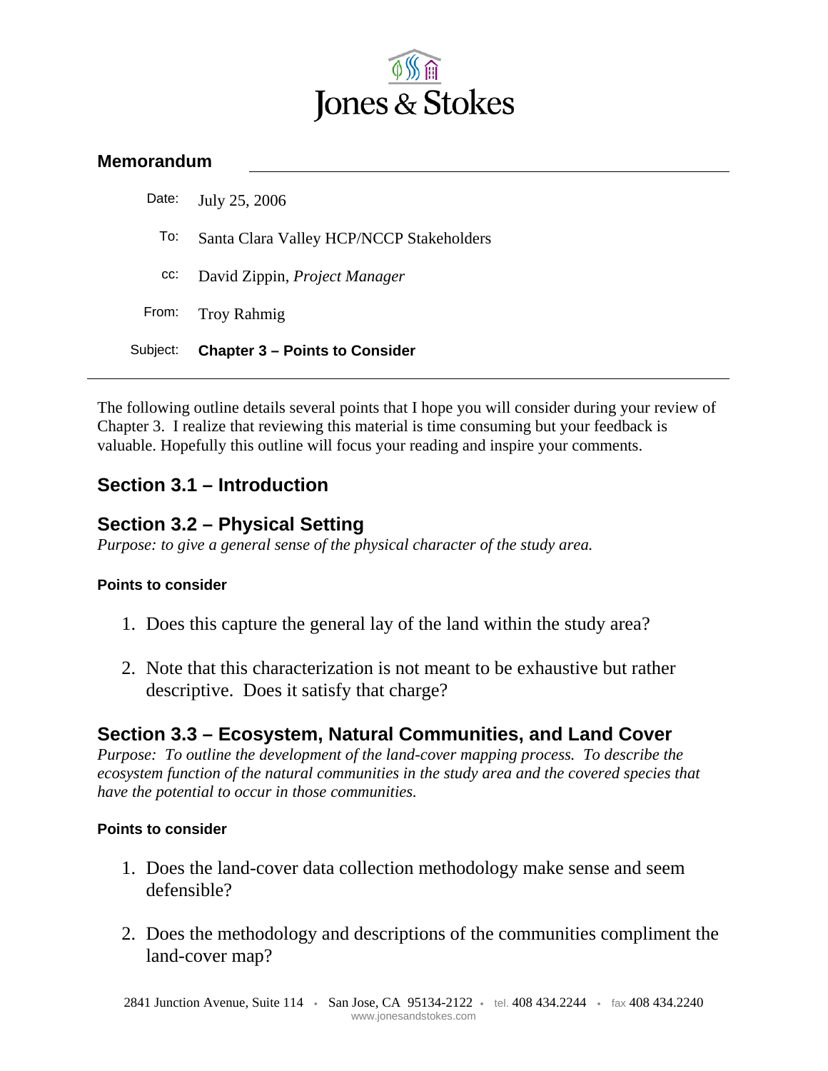Jones & Stokes

## Memorandum

Date: July 25, 2006

To: Santa Clara Valley HCP/NCCP Stakeholders

cc: David Zippin, *Project Manager*

From: Troy Rahmig

Subject: **Chapter 3 – Points to Consider**

---

The following outline details several points that I hope you will consider during your review of Chapter 3. I realize that reviewing this material is time consuming but your feedback is valuable. Hopefully this outline will focus your reading and inspire your comments.

## Section 3.1 – Introduction

## Section 3.2 – Physical Setting

*Purpose: to give a general sense of the physical character of the study area.*

#### Points to consider

1. Does this capture the general lay of the land within the study area?
2. Note that this characterization is not meant to be exhaustive but rather descriptive. Does it satisfy that charge?

## Section 3.3 – Ecosystem, Natural Communities, and Land Cover

*Purpose: To outline the development of the land-cover mapping process. To describe the ecosystem function of the natural communities in the study area and the covered species that have the potential to occur in those communities.*

#### Points to consider

1. Does the land-cover data collection methodology make sense and seem defensible?
2. Does the methodology and descriptions of the communities compliment the land-cover map?

2841 Junction Avenue, Suite 114 • San Jose, CA 95134-2122 • tel. 408 434.2244 • fax 408 434.2240
www.jonesandstokes.com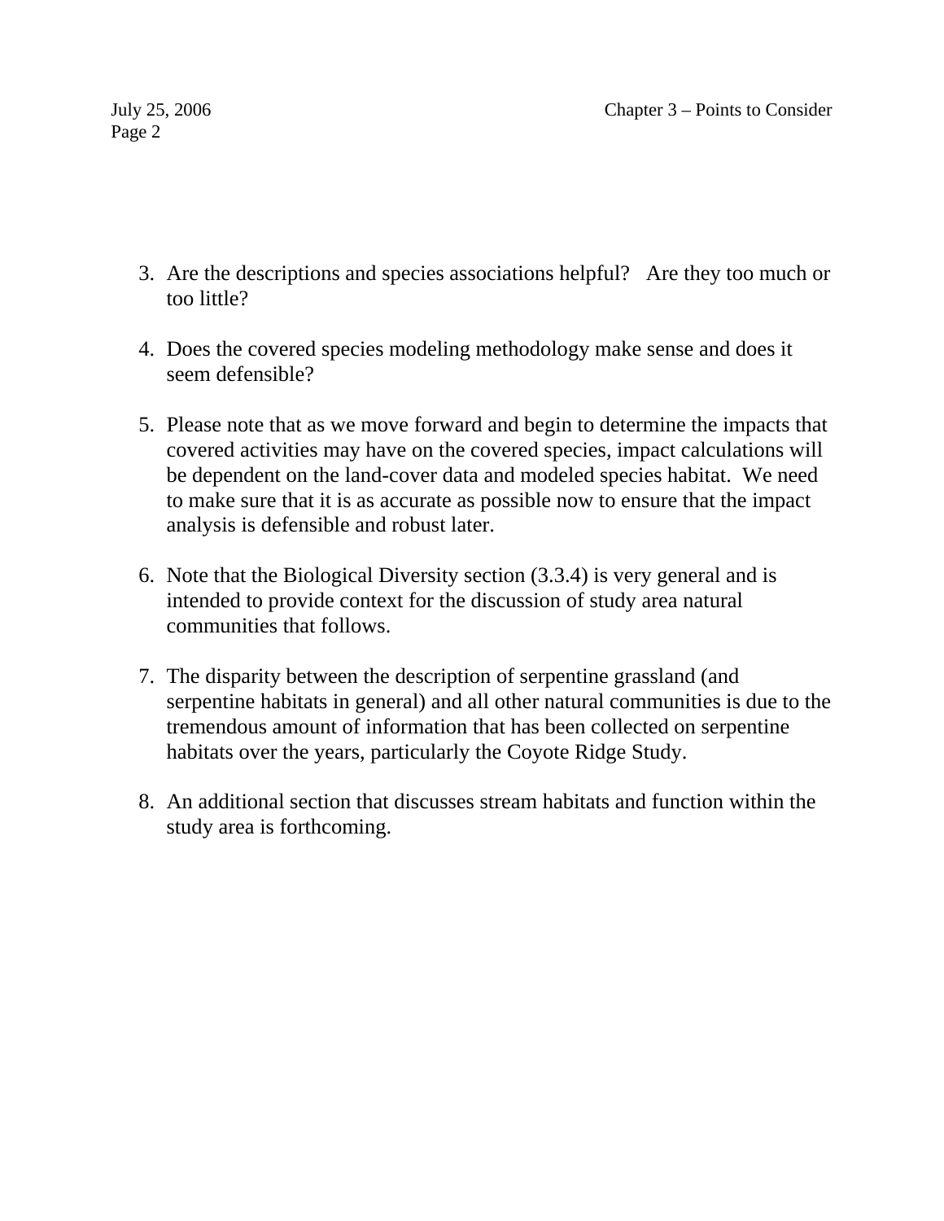3. Are the descriptions and species associations helpful? Are they too much or too little?

4. Does the covered species modeling methodology make sense and does it seem defensible?

5. Please note that as we move forward and begin to determine the impacts that covered activities may have on the covered species, impact calculations will be dependent on the land-cover data and modeled species habitat. We need to make sure that it is as accurate as possible now to ensure that the impact analysis is defensible and robust later.

6. Note that the Biological Diversity section (3.3.4) is very general and is intended to provide context for the discussion of study area natural communities that follows.

7. The disparity between the description of serpentine grassland (and serpentine habitats in general) and all other natural communities is due to the tremendous amount of information that has been collected on serpentine habitats over the years, particularly the Coyote Ridge Study.

8. An additional section that discusses stream habitats and function within the study area is forthcoming.